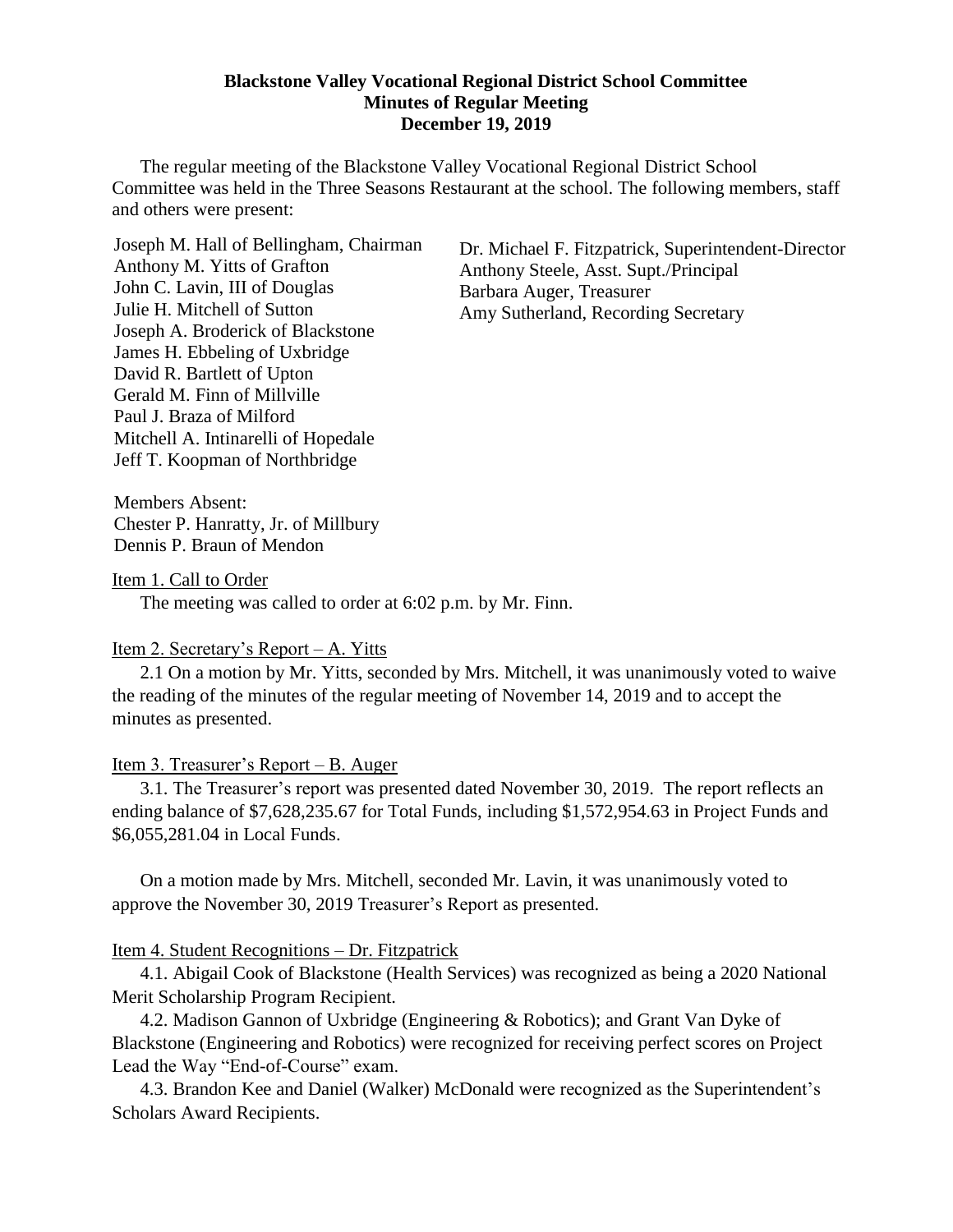**Blackstone Valley Vocational Regional District School Committee**
**Minutes of Regular Meeting**
**December 19, 2019**

The regular meeting of the Blackstone Valley Vocational Regional District School Committee was held in the Three Seasons Restaurant at the school. The following members, staff and others were present:

Joseph M. Hall of Bellingham, Chairman
Anthony M. Yitts of Grafton
John C. Lavin, III of Douglas
Julie H. Mitchell of Sutton
Joseph A. Broderick of Blackstone
James H. Ebbeling of Uxbridge
David R. Bartlett of Upton
Gerald M. Finn of Millville
Paul J. Braza of Milford
Mitchell A. Intinarelli of Hopedale
Jeff T. Koopman of Northbridge

Dr. Michael F. Fitzpatrick, Superintendent-Director
Anthony Steele, Asst. Supt./Principal
Barbara Auger, Treasurer
Amy Sutherland, Recording Secretary

Members Absent:
Chester P. Hanratty, Jr. of Millbury
Dennis P. Braun of Mendon

Item 1. Call to Order

The meeting was called to order at 6:02 p.m. by Mr. Finn.

Item 2. Secretary's Report – A. Yitts

2.1 On a motion by Mr. Yitts, seconded by Mrs. Mitchell, it was unanimously voted to waive the reading of the minutes of the regular meeting of November 14, 2019 and to accept the minutes as presented.

Item 3. Treasurer's Report – B. Auger

3.1. The Treasurer's report was presented dated November 30, 2019. The report reflects an ending balance of $7,628,235.67 for Total Funds, including $1,572,954.63 in Project Funds and $6,055,281.04 in Local Funds.

On a motion made by Mrs. Mitchell, seconded Mr. Lavin, it was unanimously voted to approve the November 30, 2019 Treasurer's Report as presented.

Item 4. Student Recognitions – Dr. Fitzpatrick

4.1. Abigail Cook of Blackstone (Health Services) was recognized as being a 2020 National Merit Scholarship Program Recipient.

4.2. Madison Gannon of Uxbridge (Engineering & Robotics); and Grant Van Dyke of Blackstone (Engineering and Robotics) were recognized for receiving perfect scores on Project Lead the Way "End-of-Course" exam.

4.3. Brandon Kee and Daniel (Walker) McDonald were recognized as the Superintendent's Scholars Award Recipients.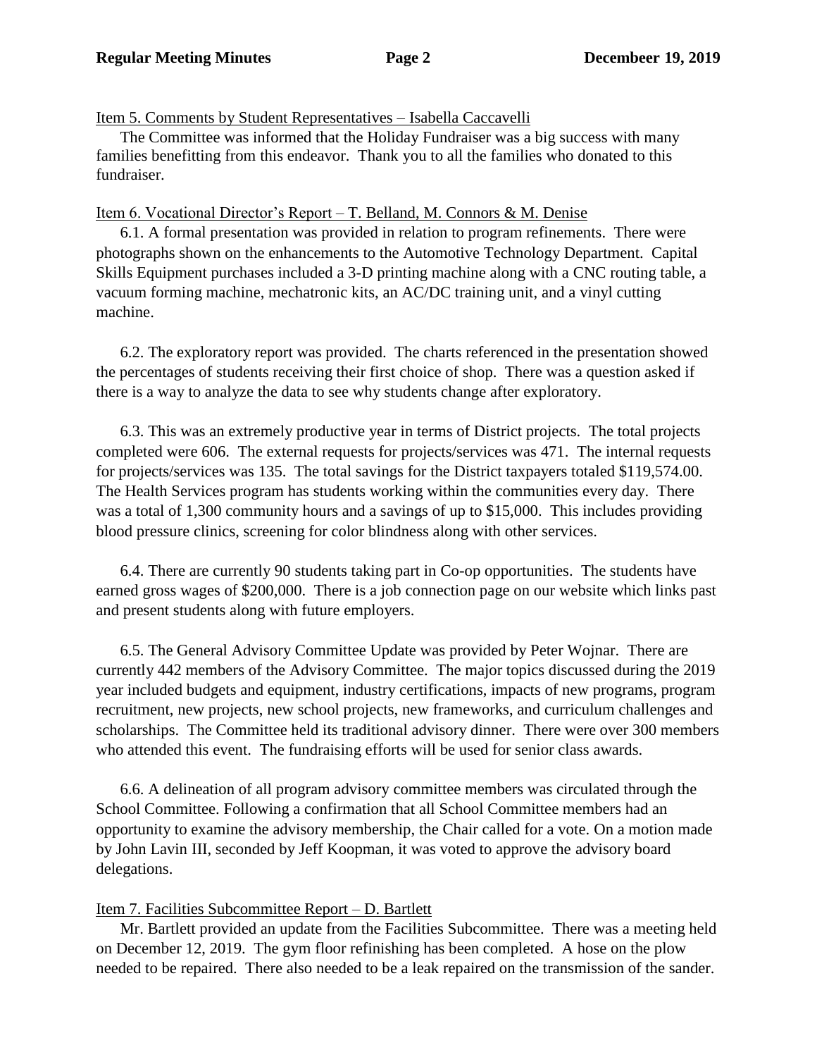Item 5. Comments by Student Representatives – Isabella Caccavelli

The Committee was informed that the Holiday Fundraiser was a big success with many families benefitting from this endeavor. Thank you to all the families who donated to this fundraiser.

Item 6. Vocational Director's Report – T. Belland, M. Connors & M. Denise

6.1. A formal presentation was provided in relation to program refinements. There were photographs shown on the enhancements to the Automotive Technology Department. Capital Skills Equipment purchases included a 3-D printing machine along with a CNC routing table, a vacuum forming machine, mechatronic kits, an AC/DC training unit, and a vinyl cutting machine.

6.2. The exploratory report was provided. The charts referenced in the presentation showed the percentages of students receiving their first choice of shop. There was a question asked if there is a way to analyze the data to see why students change after exploratory.

6.3. This was an extremely productive year in terms of District projects. The total projects completed were 606. The external requests for projects/services was 471. The internal requests for projects/services was 135. The total savings for the District taxpayers totaled $119,574.00. The Health Services program has students working within the communities every day. There was a total of 1,300 community hours and a savings of up to $15,000. This includes providing blood pressure clinics, screening for color blindness along with other services.

6.4. There are currently 90 students taking part in Co-op opportunities. The students have earned gross wages of $200,000. There is a job connection page on our website which links past and present students along with future employers.

6.5. The General Advisory Committee Update was provided by Peter Wojnar. There are currently 442 members of the Advisory Committee. The major topics discussed during the 2019 year included budgets and equipment, industry certifications, impacts of new programs, program recruitment, new projects, new school projects, new frameworks, and curriculum challenges and scholarships. The Committee held its traditional advisory dinner. There were over 300 members who attended this event. The fundraising efforts will be used for senior class awards.

6.6. A delineation of all program advisory committee members was circulated through the School Committee. Following a confirmation that all School Committee members had an opportunity to examine the advisory membership, the Chair called for a vote. On a motion made by John Lavin III, seconded by Jeff Koopman, it was voted to approve the advisory board delegations.

Item 7. Facilities Subcommittee Report – D. Bartlett

Mr. Bartlett provided an update from the Facilities Subcommittee. There was a meeting held on December 12, 2019. The gym floor refinishing has been completed. A hose on the plow needed to be repaired. There also needed to be a leak repaired on the transmission of the sander.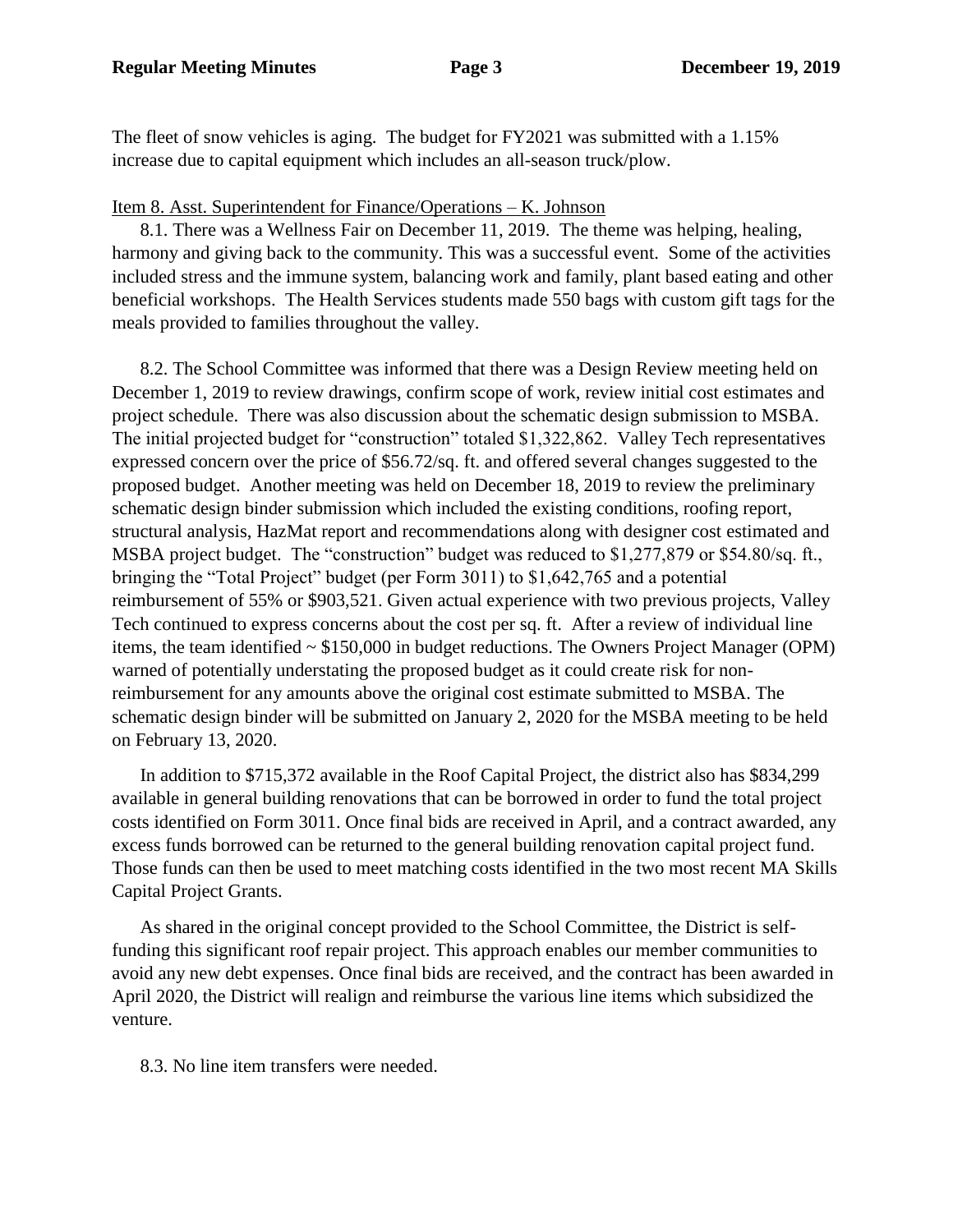The fleet of snow vehicles is aging. The budget for FY2021 was submitted with a 1.15% increase due to capital equipment which includes an all-season truck/plow.

Item 8. Asst. Superintendent for Finance/Operations – K. Johnson

8.1. There was a Wellness Fair on December 11, 2019. The theme was helping, healing, harmony and giving back to the community. This was a successful event. Some of the activities included stress and the immune system, balancing work and family, plant based eating and other beneficial workshops. The Health Services students made 550 bags with custom gift tags for the meals provided to families throughout the valley.

8.2. The School Committee was informed that there was a Design Review meeting held on December 1, 2019 to review drawings, confirm scope of work, review initial cost estimates and project schedule. There was also discussion about the schematic design submission to MSBA. The initial projected budget for "construction" totaled $1,322,862. Valley Tech representatives expressed concern over the price of $56.72/sq. ft. and offered several changes suggested to the proposed budget. Another meeting was held on December 18, 2019 to review the preliminary schematic design binder submission which included the existing conditions, roofing report, structural analysis, HazMat report and recommendations along with designer cost estimated and MSBA project budget. The "construction" budget was reduced to $1,277,879 or $54.80/sq. ft., bringing the "Total Project" budget (per Form 3011) to $1,642,765 and a potential reimbursement of 55% or $903,521. Given actual experience with two previous projects, Valley Tech continued to express concerns about the cost per sq. ft. After a review of individual line items, the team identified ~ $150,000 in budget reductions. The Owners Project Manager (OPM) warned of potentially understating the proposed budget as it could create risk for non-reimbursement for any amounts above the original cost estimate submitted to MSBA. The schematic design binder will be submitted on January 2, 2020 for the MSBA meeting to be held on February 13, 2020.

In addition to $715,372 available in the Roof Capital Project, the district also has $834,299 available in general building renovations that can be borrowed in order to fund the total project costs identified on Form 3011. Once final bids are received in April, and a contract awarded, any excess funds borrowed can be returned to the general building renovation capital project fund. Those funds can then be used to meet matching costs identified in the two most recent MA Skills Capital Project Grants.

As shared in the original concept provided to the School Committee, the District is self-funding this significant roof repair project. This approach enables our member communities to avoid any new debt expenses. Once final bids are received, and the contract has been awarded in April 2020, the District will realign and reimburse the various line items which subsidized the venture.

8.3. No line item transfers were needed.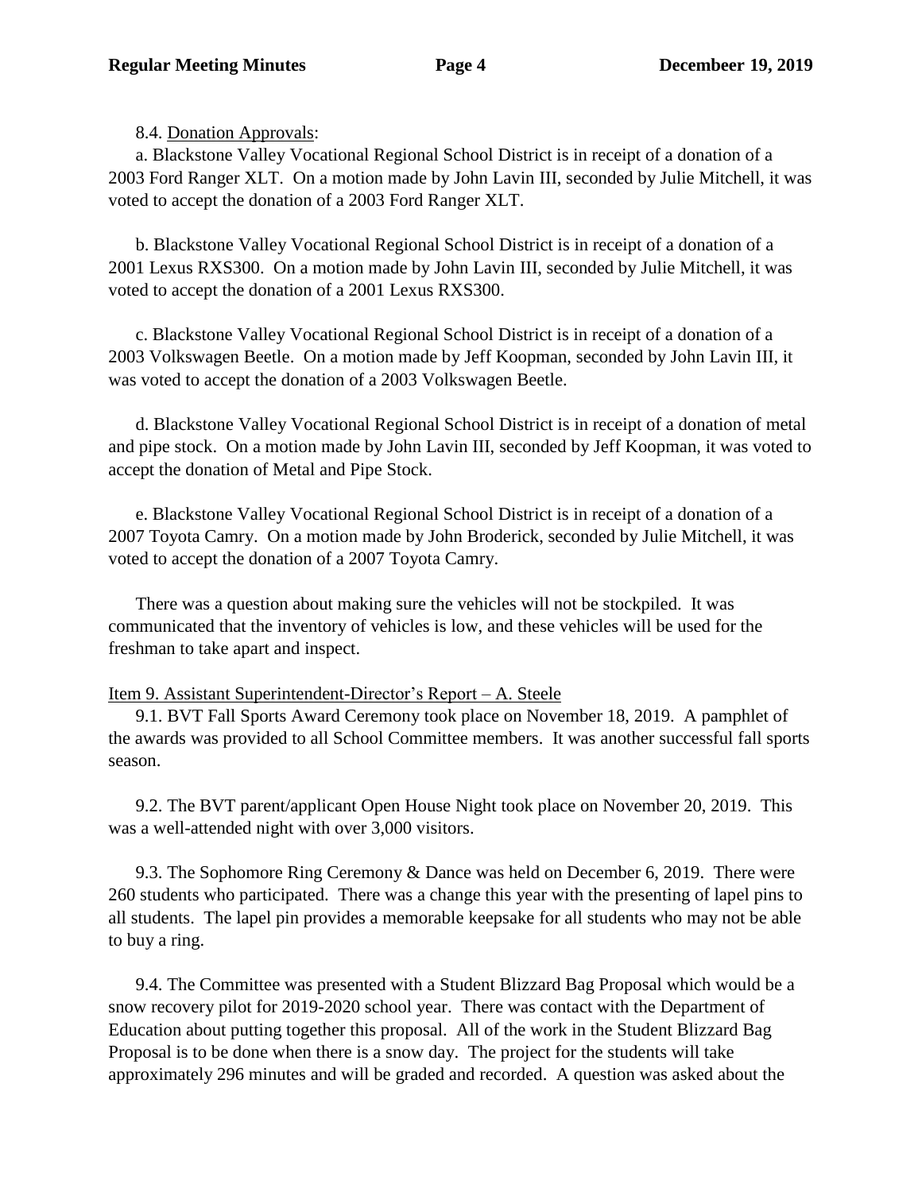8.4. Donation Approvals:

a. Blackstone Valley Vocational Regional School District is in receipt of a donation of a 2003 Ford Ranger XLT. On a motion made by John Lavin III, seconded by Julie Mitchell, it was voted to accept the donation of a 2003 Ford Ranger XLT.

b. Blackstone Valley Vocational Regional School District is in receipt of a donation of a 2001 Lexus RXS300. On a motion made by John Lavin III, seconded by Julie Mitchell, it was voted to accept the donation of a 2001 Lexus RXS300.

c. Blackstone Valley Vocational Regional School District is in receipt of a donation of a 2003 Volkswagen Beetle. On a motion made by Jeff Koopman, seconded by John Lavin III, it was voted to accept the donation of a 2003 Volkswagen Beetle.

d. Blackstone Valley Vocational Regional School District is in receipt of a donation of metal and pipe stock. On a motion made by John Lavin III, seconded by Jeff Koopman, it was voted to accept the donation of Metal and Pipe Stock.

e. Blackstone Valley Vocational Regional School District is in receipt of a donation of a 2007 Toyota Camry. On a motion made by John Broderick, seconded by Julie Mitchell, it was voted to accept the donation of a 2007 Toyota Camry.

There was a question about making sure the vehicles will not be stockpiled. It was communicated that the inventory of vehicles is low, and these vehicles will be used for the freshman to take apart and inspect.

Item 9. Assistant Superintendent-Director's Report – A. Steele

9.1. BVT Fall Sports Award Ceremony took place on November 18, 2019. A pamphlet of the awards was provided to all School Committee members. It was another successful fall sports season.

9.2. The BVT parent/applicant Open House Night took place on November 20, 2019. This was a well-attended night with over 3,000 visitors.

9.3. The Sophomore Ring Ceremony & Dance was held on December 6, 2019. There were 260 students who participated. There was a change this year with the presenting of lapel pins to all students. The lapel pin provides a memorable keepsake for all students who may not be able to buy a ring.

9.4. The Committee was presented with a Student Blizzard Bag Proposal which would be a snow recovery pilot for 2019-2020 school year. There was contact with the Department of Education about putting together this proposal. All of the work in the Student Blizzard Bag Proposal is to be done when there is a snow day. The project for the students will take approximately 296 minutes and will be graded and recorded. A question was asked about the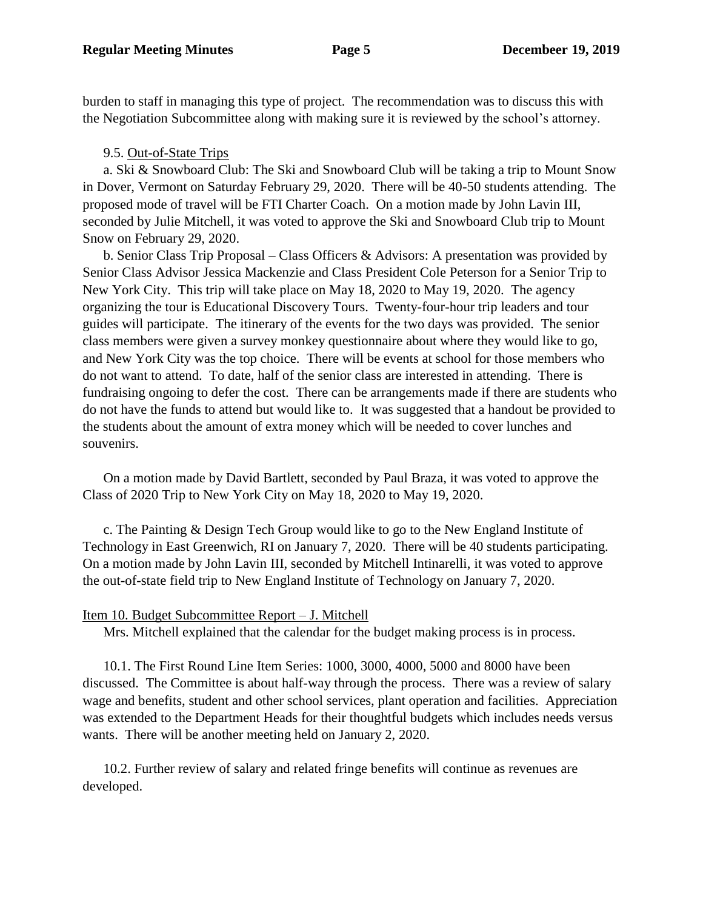burden to staff in managing this type of project. The recommendation was to discuss this with the Negotiation Subcommittee along with making sure it is reviewed by the school's attorney.

9.5. Out-of-State Trips

a. Ski & Snowboard Club: The Ski and Snowboard Club will be taking a trip to Mount Snow in Dover, Vermont on Saturday February 29, 2020. There will be 40-50 students attending. The proposed mode of travel will be FTI Charter Coach. On a motion made by John Lavin III, seconded by Julie Mitchell, it was voted to approve the Ski and Snowboard Club trip to Mount Snow on February 29, 2020.

b. Senior Class Trip Proposal – Class Officers & Advisors: A presentation was provided by Senior Class Advisor Jessica Mackenzie and Class President Cole Peterson for a Senior Trip to New York City. This trip will take place on May 18, 2020 to May 19, 2020. The agency organizing the tour is Educational Discovery Tours. Twenty-four-hour trip leaders and tour guides will participate. The itinerary of the events for the two days was provided. The senior class members were given a survey monkey questionnaire about where they would like to go, and New York City was the top choice. There will be events at school for those members who do not want to attend. To date, half of the senior class are interested in attending. There is fundraising ongoing to defer the cost. There can be arrangements made if there are students who do not have the funds to attend but would like to. It was suggested that a handout be provided to the students about the amount of extra money which will be needed to cover lunches and souvenirs.

On a motion made by David Bartlett, seconded by Paul Braza, it was voted to approve the Class of 2020 Trip to New York City on May 18, 2020 to May 19, 2020.

c. The Painting & Design Tech Group would like to go to the New England Institute of Technology in East Greenwich, RI on January 7, 2020. There will be 40 students participating. On a motion made by John Lavin III, seconded by Mitchell Intinarelli, it was voted to approve the out-of-state field trip to New England Institute of Technology on January 7, 2020.

Item 10. Budget Subcommittee Report – J. Mitchell

Mrs. Mitchell explained that the calendar for the budget making process is in process.

10.1. The First Round Line Item Series: 1000, 3000, 4000, 5000 and 8000 have been discussed. The Committee is about half-way through the process. There was a review of salary wage and benefits, student and other school services, plant operation and facilities. Appreciation was extended to the Department Heads for their thoughtful budgets which includes needs versus wants. There will be another meeting held on January 2, 2020.

10.2. Further review of salary and related fringe benefits will continue as revenues are developed.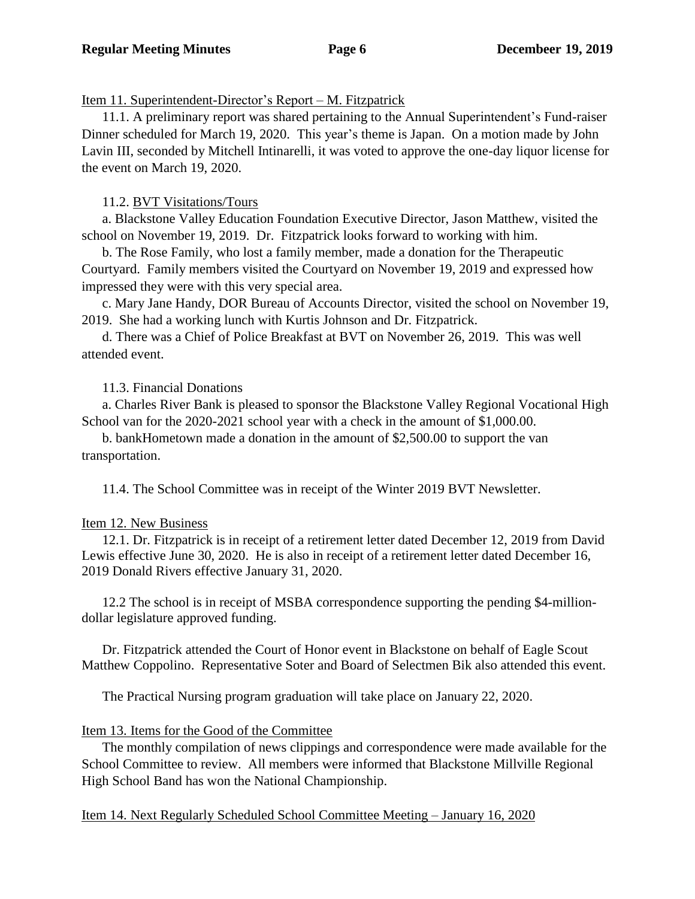Item 11. Superintendent-Director's Report – M. Fitzpatrick

11.1. A preliminary report was shared pertaining to the Annual Superintendent's Fund-raiser Dinner scheduled for March 19, 2020. This year's theme is Japan. On a motion made by John Lavin III, seconded by Mitchell Intinarelli, it was voted to approve the one-day liquor license for the event on March 19, 2020.

11.2. BVT Visitations/Tours

a. Blackstone Valley Education Foundation Executive Director, Jason Matthew, visited the school on November 19, 2019. Dr. Fitzpatrick looks forward to working with him.

b. The Rose Family, who lost a family member, made a donation for the Therapeutic Courtyard. Family members visited the Courtyard on November 19, 2019 and expressed how impressed they were with this very special area.

c. Mary Jane Handy, DOR Bureau of Accounts Director, visited the school on November 19, 2019. She had a working lunch with Kurtis Johnson and Dr. Fitzpatrick.

d. There was a Chief of Police Breakfast at BVT on November 26, 2019. This was well attended event.

11.3. Financial Donations

a. Charles River Bank is pleased to sponsor the Blackstone Valley Regional Vocational High School van for the 2020-2021 school year with a check in the amount of $1,000.00.

b. bankHometown made a donation in the amount of $2,500.00 to support the van transportation.

11.4. The School Committee was in receipt of the Winter 2019 BVT Newsletter.

Item 12. New Business

12.1. Dr. Fitzpatrick is in receipt of a retirement letter dated December 12, 2019 from David Lewis effective June 30, 2020. He is also in receipt of a retirement letter dated December 16, 2019 Donald Rivers effective January 31, 2020.

12.2 The school is in receipt of MSBA correspondence supporting the pending $4-million-dollar legislature approved funding.

Dr. Fitzpatrick attended the Court of Honor event in Blackstone on behalf of Eagle Scout Matthew Coppolino. Representative Soter and Board of Selectmen Bik also attended this event.

The Practical Nursing program graduation will take place on January 22, 2020.

Item 13. Items for the Good of the Committee

The monthly compilation of news clippings and correspondence were made available for the School Committee to review. All members were informed that Blackstone Millville Regional High School Band has won the National Championship.

Item 14. Next Regularly Scheduled School Committee Meeting – January 16, 2020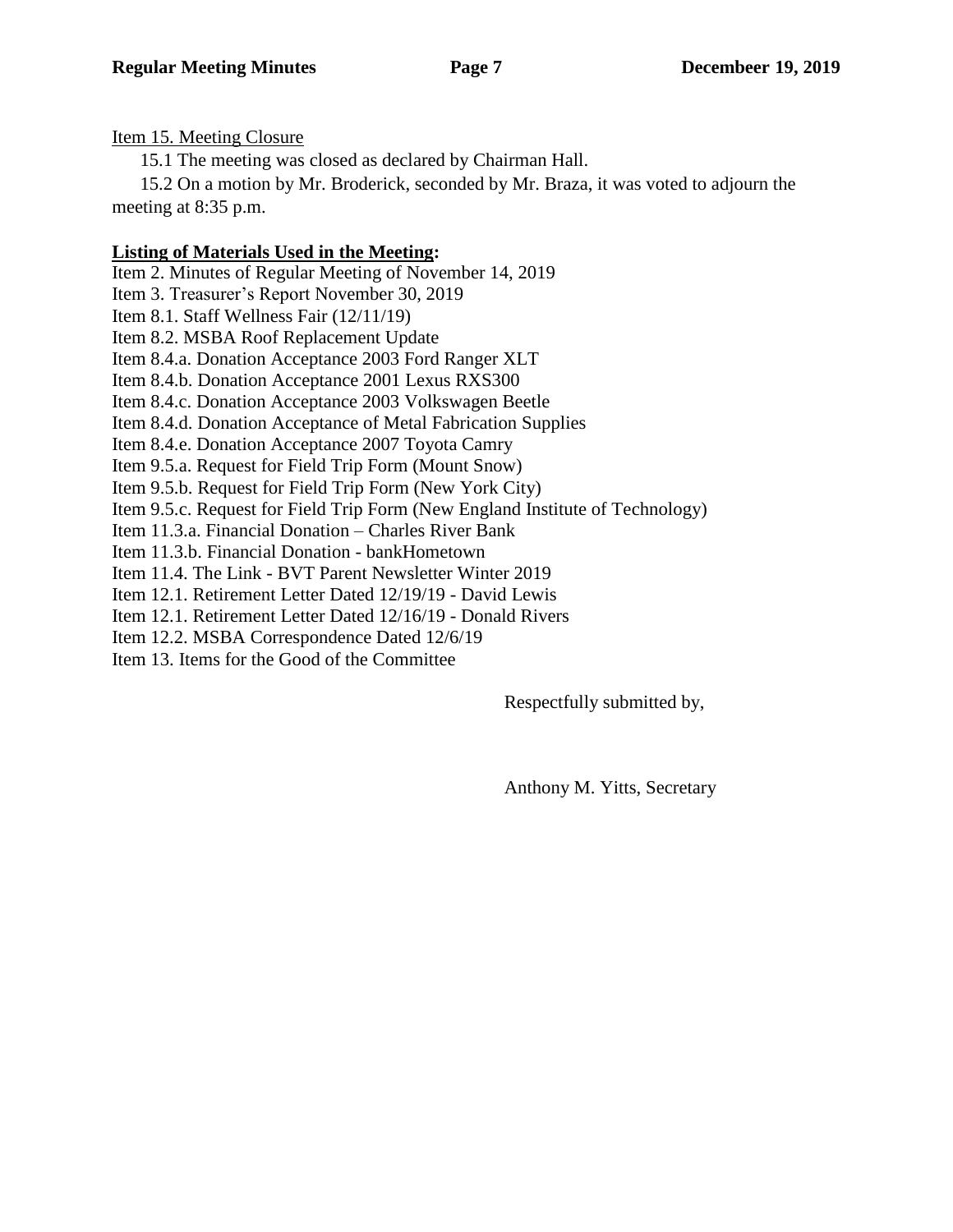Item 15. Meeting Closure

15.1 The meeting was closed as declared by Chairman Hall.

15.2 On a motion by Mr. Broderick, seconded by Mr. Braza, it was voted to adjourn the meeting at 8:35 p.m.

**Listing of Materials Used in the Meeting:**

Item 2. Minutes of Regular Meeting of November 14, 2019
Item 3. Treasurer's Report November 30, 2019
Item 8.1. Staff Wellness Fair (12/11/19)
Item 8.2. MSBA Roof Replacement Update
Item 8.4.a. Donation Acceptance 2003 Ford Ranger XLT
Item 8.4.b. Donation Acceptance 2001 Lexus RXS300
Item 8.4.c. Donation Acceptance 2003 Volkswagen Beetle
Item 8.4.d. Donation Acceptance of Metal Fabrication Supplies
Item 8.4.e. Donation Acceptance 2007 Toyota Camry
Item 9.5.a. Request for Field Trip Form (Mount Snow)
Item 9.5.b. Request for Field Trip Form (New York City)
Item 9.5.c. Request for Field Trip Form (New England Institute of Technology)
Item 11.3.a. Financial Donation – Charles River Bank
Item 11.3.b. Financial Donation - bankHometown
Item 11.4. The Link - BVT Parent Newsletter Winter 2019
Item 12.1. Retirement Letter Dated 12/19/19 - David Lewis
Item 12.1. Retirement Letter Dated 12/16/19 - Donald Rivers
Item 12.2. MSBA Correspondence Dated 12/6/19
Item 13. Items for the Good of the Committee

Respectfully submitted by,

Anthony M. Yitts, Secretary